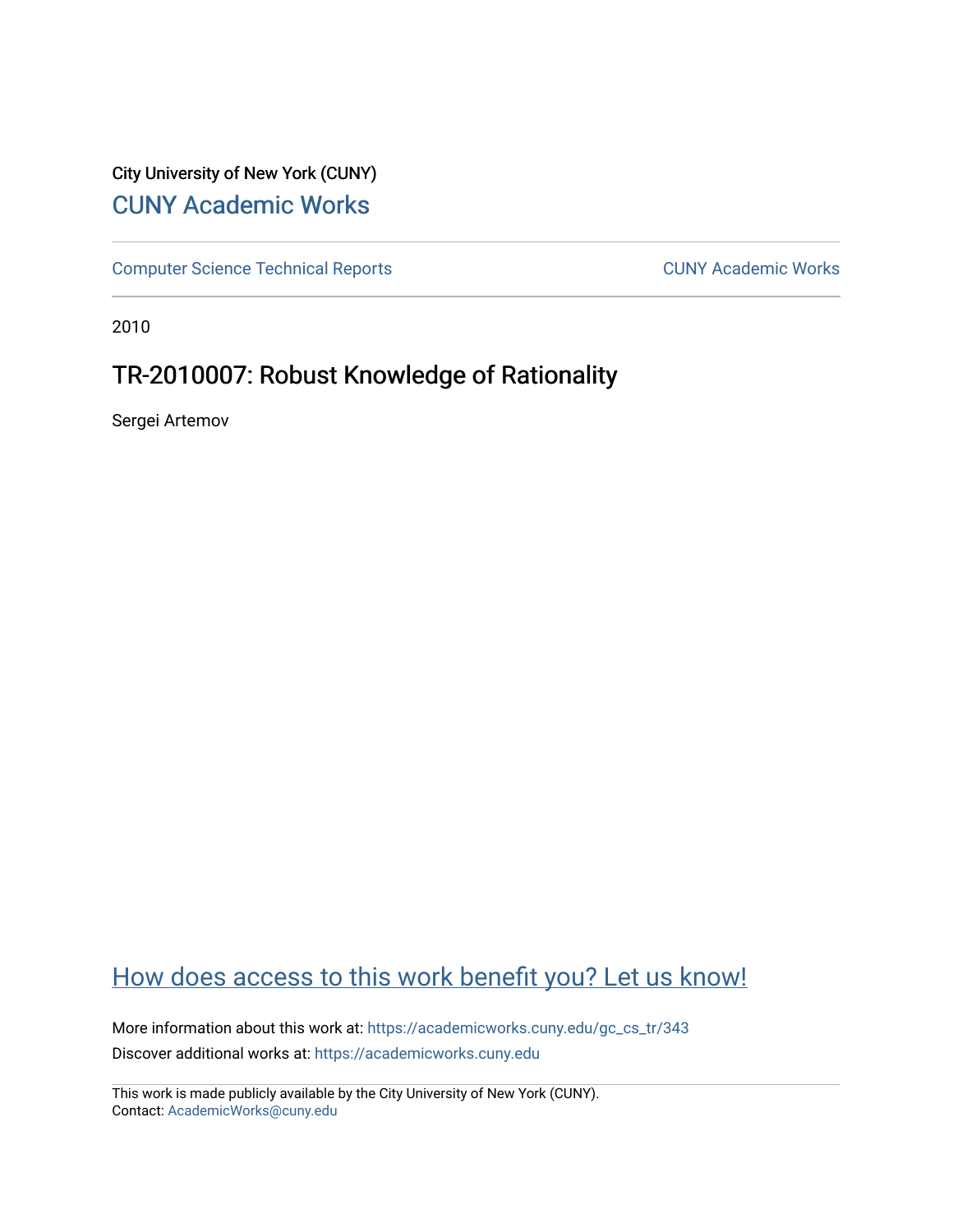City University of New York (CUNY)

# CUNY Academic Works

Computer Science Technical Reports

CUNY Academic Works

2010

## TR-2010007: Robust Knowledge of Rationality

Sergei Artemov

How does access to this work benefit you? Let us know!

More information about this work at: https://academicworks.cuny.edu/gc_cs_tr/343

Discover additional works at: https://academicworks.cuny.edu

This work is made publicly available by the City University of New York (CUNY).
Contact: AcademicWorks@cuny.edu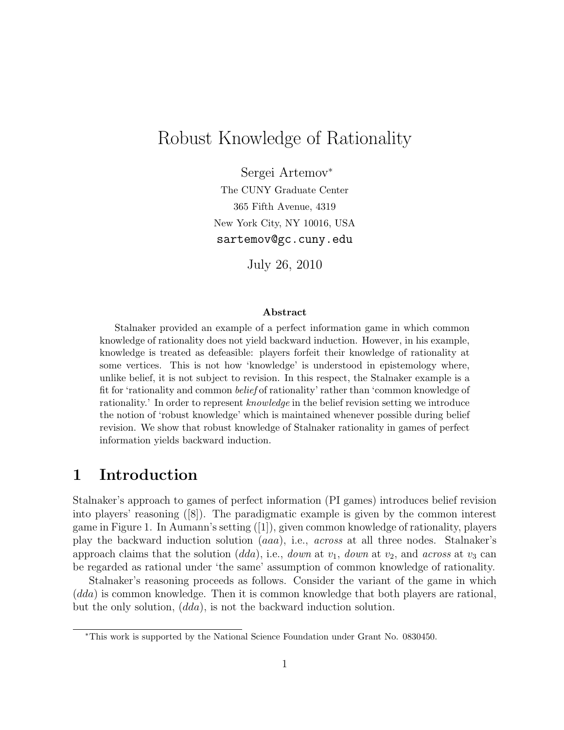# Robust Knowledge of Rationality

Sergei Artemov*

The CUNY Graduate Center

365 Fifth Avenue, 4319

New York City, NY 10016, USA

sartemov@gc.cuny.edu

July 26, 2010

### Abstract

Stalnaker provided an example of a perfect information game in which common knowledge of rationality does not yield backward induction. However, in his example, knowledge is treated as defeasible: players forfeit their knowledge of rationality at some vertices. This is not how 'knowledge' is understood in epistemology where, unlike belief, it is not subject to revision. In this respect, the Stalnaker example is a fit for 'rationality and common *belief* of rationality' rather than 'common knowledge of rationality.' In order to represent *knowledge* in the belief revision setting we introduce the notion of 'robust knowledge' which is maintained whenever possible during belief revision. We show that robust knowledge of Stalnaker rationality in games of perfect information yields backward induction.

## 1 Introduction

Stalnaker's approach to games of perfect information (PI games) introduces belief revision into players' reasoning ([8]). The paradigmatic example is given by the common interest game in Figure 1. In Aumann's setting ([1]), given common knowledge of rationality, players play the backward induction solution ($aaa$), i.e., *across* at all three nodes. Stalnaker's approach claims that the solution ($dda$), i.e., *down* at $v_1$, *down* at $v_2$, and *across* at $v_3$ can be regarded as rational under 'the same' assumption of common knowledge of rationality.

Stalnaker's reasoning proceeds as follows. Consider the variant of the game in which ($dda$) is common knowledge. Then it is common knowledge that both players are rational, but the only solution, ($dda$), is not the backward induction solution.

*This work is supported by the National Science Foundation under Grant No. 0830450.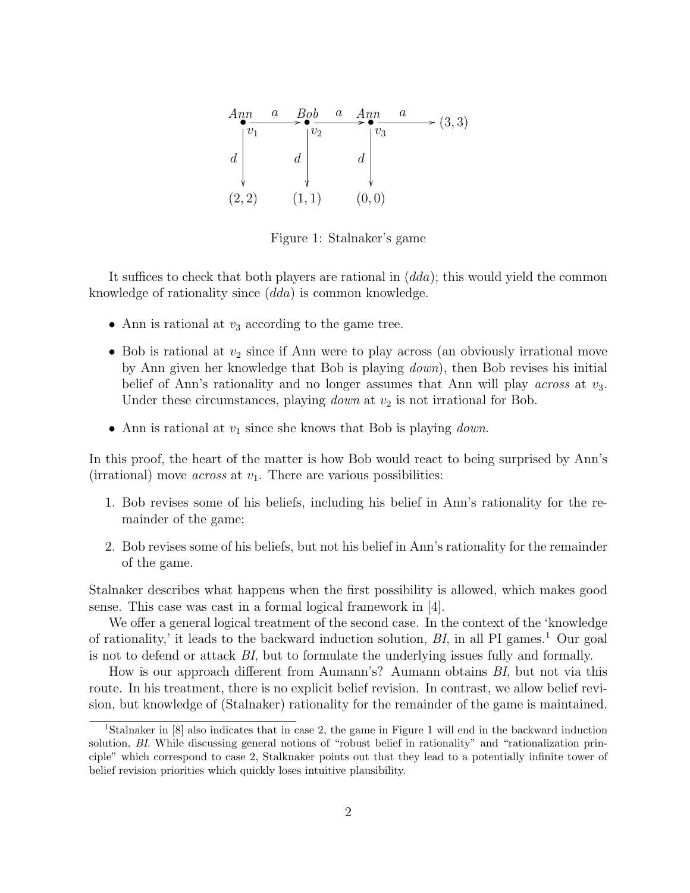Ann a Bob a Ann a

$v_1$ $v_2$ $v_3$ (3, 3)

d d d

(2, 2) (1, 1) (0, 0)

Figure 1: Stalnaker's game

It suffices to check that both players are rational in (*dda*); this would yield the common knowledge of rationality since (*dda*) is common knowledge.

- Ann is rational at $v_3$ according to the game tree.
- Bob is rational at $v_2$ since if Ann were to play across (an obviously irrational move by Ann given her knowledge that Bob is playing *down*), then Bob revises his initial belief of Ann's rationality and no longer assumes that Ann will play *across* at $v_3$. Under these circumstances, playing *down* at $v_2$ is not irrational for Bob.
- Ann is rational at $v_1$ since she knows that Bob is playing *down*.

In this proof, the heart of the matter is how Bob would react to being surprised by Ann's (irrational) move *across* at $v_1$. There are various possibilities:

1. Bob revises some of his beliefs, including his belief in Ann's rationality for the remainder of the game;
2. Bob revises some of his beliefs, but not his belief in Ann's rationality for the remainder of the game.

Stalnaker describes what happens when the first possibility is allowed, which makes good sense. This case was cast in a formal logical framework in [4].

We offer a general logical treatment of the second case. In the context of the 'knowledge of rationality,' it leads to the backward induction solution, *BI*, in all PI games.[1] Our goal is not to defend or attack *BI*, but to formulate the underlying issues fully and formally.

How is our approach different from Aumann's? Aumann obtains *BI*, but not via this route. In his treatment, there is no explicit belief revision. In contrast, we allow belief revision, but knowledge of (Stalnaker) rationality for the remainder of the game is maintained.

[1] Stalnaker in [8] also indicates that in case 2, the game in Figure 1 will end in the backward induction solution, *BI*. While discussing general notions of "robust belief in rationality" and "rationalization principle" which correspond to case 2, Stalknaker points out that they lead to a potentially infinite tower of belief revision priorities which quickly loses intuitive plausibility.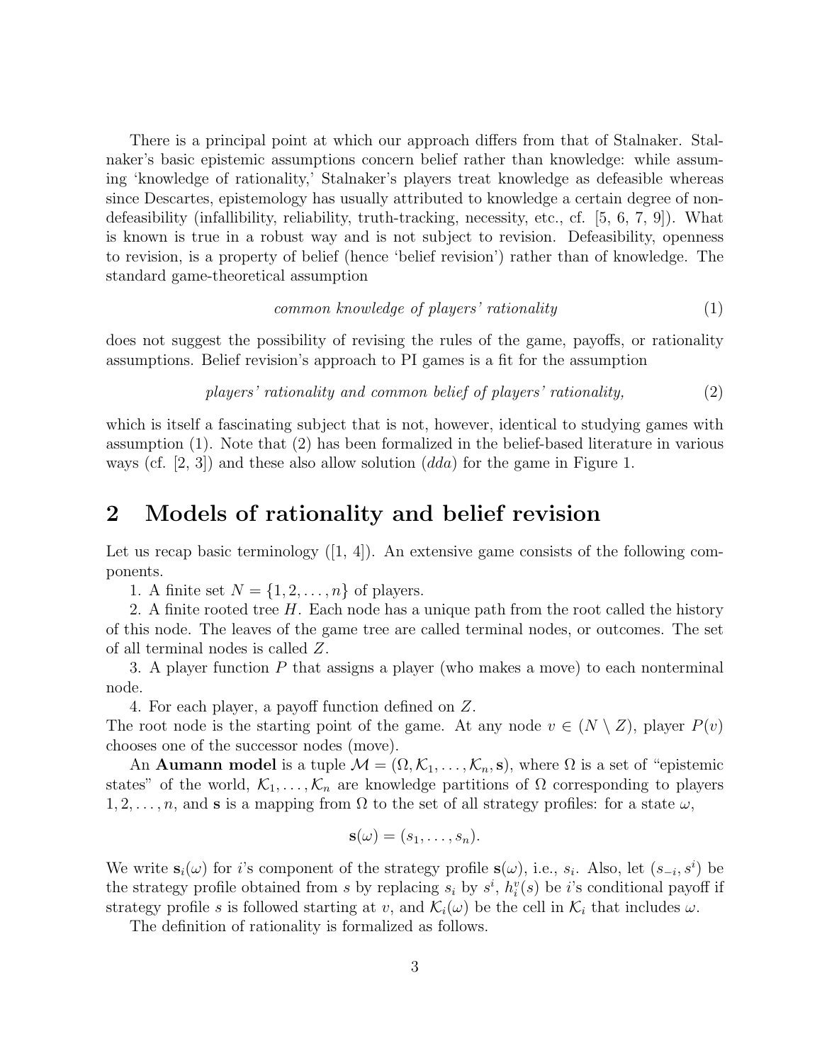There is a principal point at which our approach differs from that of Stalnaker. Stalnaker's basic epistemic assumptions concern belief rather than knowledge: while assuming 'knowledge of rationality,' Stalnaker's players treat knowledge as defeasible whereas since Descartes, epistemology has usually attributed to knowledge a certain degree of non-defeasibility (infallibility, reliability, truth-tracking, necessity, etc., cf. [5, 6, 7, 9]). What is known is true in a robust way and is not subject to revision. Defeasibility, openness to revision, is a property of belief (hence 'belief revision') rather than of knowledge. The standard game-theoretical assumption

$$\textit{common knowledge of players' rationality} \tag{1}$$

does not suggest the possibility of revising the rules of the game, payoffs, or rationality assumptions. Belief revision's approach to PI games is a fit for the assumption

$$\textit{players' rationality and common belief of players' rationality,} \tag{2}$$

which is itself a fascinating subject that is not, however, identical to studying games with assumption (1). Note that (2) has been formalized in the belief-based literature in various ways (cf. [2, 3]) and these also allow solution ($dda$) for the game in Figure 1.

## 2 Models of rationality and belief revision

Let us recap basic terminology ([1, 4]). An extensive game consists of the following components.

1. A finite set $N = \{1, 2, \ldots, n\}$ of players.

2. A finite rooted tree $H$. Each node has a unique path from the root called the history of this node. The leaves of the game tree are called terminal nodes, or outcomes. The set of all terminal nodes is called $Z$.

3. A player function $P$ that assigns a player (who makes a move) to each nonterminal node.

4. For each player, a payoff function defined on $Z$.

The root node is the starting point of the game. At any node $v \in (N \setminus Z)$, player $P(v)$ chooses one of the successor nodes (move).

An **Aumann model** is a tuple $\mathcal{M} = (\Omega, \mathcal{K}_1, \ldots, \mathcal{K}_n, \mathbf{s})$, where $\Omega$ is a set of "epistemic states" of the world, $\mathcal{K}_1, \ldots, \mathcal{K}_n$ are knowledge partitions of $\Omega$ corresponding to players $1, 2, \ldots, n$, and $\mathbf{s}$ is a mapping from $\Omega$ to the set of all strategy profiles: for a state $\omega$,

$$\mathbf{s}(\omega) = (s_1, \ldots, s_n).$$

We write $\mathbf{s}_i(\omega)$ for $i$'s component of the strategy profile $\mathbf{s}(\omega)$, i.e., $s_i$. Also, let $(s_{-i}, s^i)$ be the strategy profile obtained from $s$ by replacing $s_i$ by $s^i$, $h_i^v(s)$ be $i$'s conditional payoff if strategy profile $s$ is followed starting at $v$, and $\mathcal{K}_i(\omega)$ be the cell in $\mathcal{K}_i$ that includes $\omega$.

The definition of rationality is formalized as follows.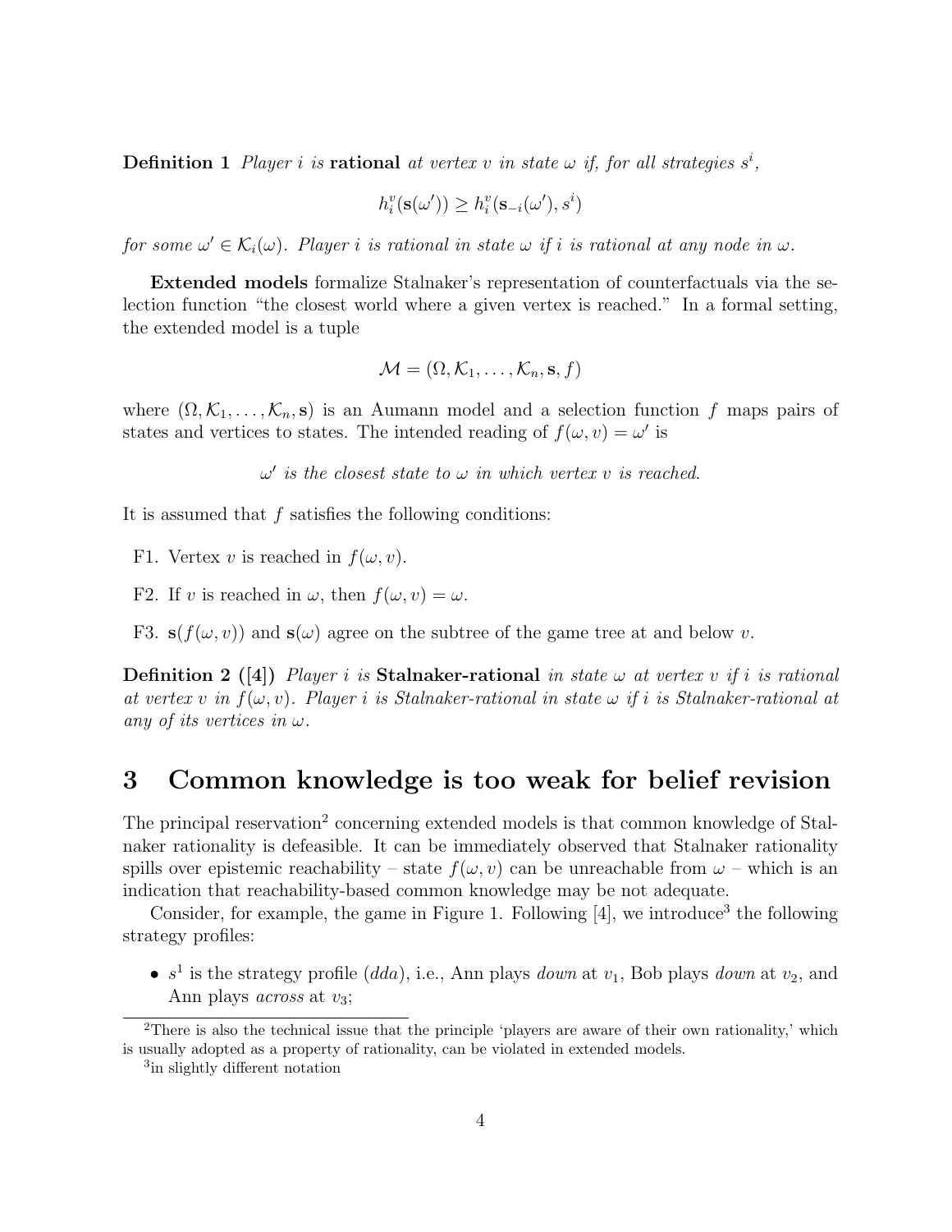**Definition 1** *Player $i$ is* **rational** *at vertex $v$ in state $\omega$ if, for all strategies $s^i$,*

$$h_i^v(\mathbf{s}(\omega')) \geq h_i^v(\mathbf{s}_{-i}(\omega'), s^i)$$

*for some $\omega' \in \mathcal{K}_i(\omega)$. Player $i$ is rational in state $\omega$ if $i$ is rational at any node in $\omega$.*

**Extended models** formalize Stalnaker's representation of counterfactuals via the selection function "the closest world where a given vertex is reached." In a formal setting, the extended model is a tuple

$$\mathcal{M} = (\Omega, \mathcal{K}_1, \ldots, \mathcal{K}_n, \mathbf{s}, f)$$

where $(\Omega, \mathcal{K}_1, \ldots, \mathcal{K}_n, \mathbf{s})$ is an Aumann model and a selection function $f$ maps pairs of states and vertices to states. The intended reading of $f(\omega, v) = \omega'$ is

*$\omega'$ is the closest state to $\omega$ in which vertex $v$ is reached.*

It is assumed that $f$ satisfies the following conditions:

F1. Vertex $v$ is reached in $f(\omega, v)$.

F2. If $v$ is reached in $\omega$, then $f(\omega, v) = \omega$.

F3. $\mathbf{s}(f(\omega, v))$ and $\mathbf{s}(\omega)$ agree on the subtree of the game tree at and below $v$.

**Definition 2 ([4])** *Player $i$ is* **Stalnaker-rational** *in state $\omega$ at vertex $v$ if $i$ is rational at vertex $v$ in $f(\omega, v)$. Player $i$ is Stalnaker-rational in state $\omega$ if $i$ is Stalnaker-rational at any of its vertices in $\omega$.*

# 3 Common knowledge is too weak for belief revision

The principal reservation[2] concerning extended models is that common knowledge of Stalnaker rationality is defeasible. It can be immediately observed that Stalnaker rationality spills over epistemic reachability – state $f(\omega, v)$ can be unreachable from $\omega$ – which is an indication that reachability-based common knowledge may be not adequate.

Consider, for example, the game in Figure 1. Following [4], we introduce[3] the following strategy profiles:

- $s^1$ is the strategy profile $(dda)$, i.e., Ann plays *down* at $v_1$, Bob plays *down* at $v_2$, and Ann plays *across* at $v_3$;

[2] There is also the technical issue that the principle 'players are aware of their own rationality,' which is usually adopted as a property of rationality, can be violated in extended models.

[3] in slightly different notation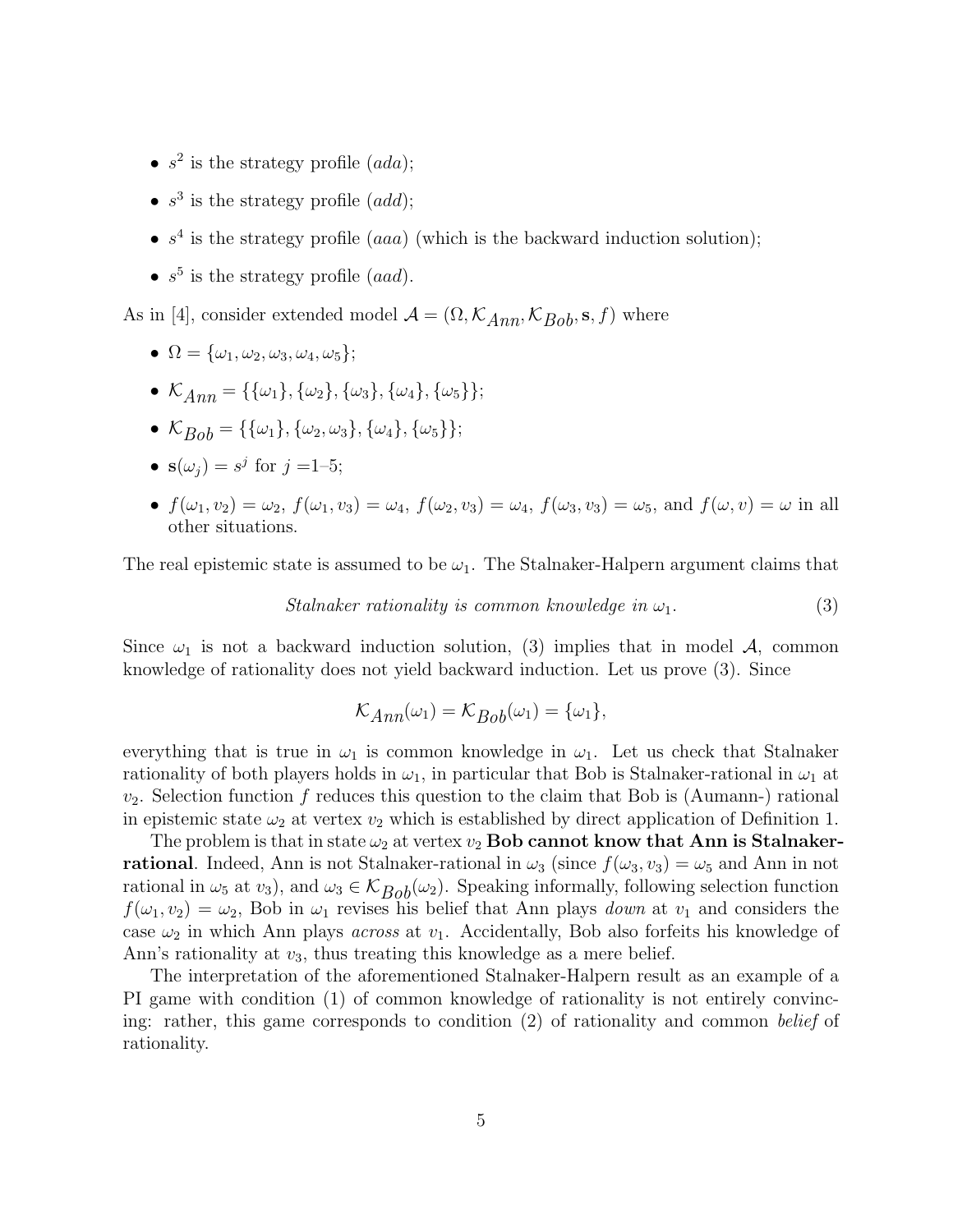- $s^2$ is the strategy profile $(ada)$;
- $s^3$ is the strategy profile $(add)$;
- $s^4$ is the strategy profile $(aaa)$ (which is the backward induction solution);
- $s^5$ is the strategy profile $(aad)$.

As in [4], consider extended model $\mathcal{A} = (\Omega, \mathcal{K}_{Ann}, \mathcal{K}_{Bob}, \mathbf{s}, f)$ where

- $\Omega = \{\omega_1, \omega_2, \omega_3, \omega_4, \omega_5\}$;
- $\mathcal{K}_{Ann} = \{\{\omega_1\}, \{\omega_2\}, \{\omega_3\}, \{\omega_4\}, \{\omega_5\}\}$;
- $\mathcal{K}_{Bob} = \{\{\omega_1\}, \{\omega_2, \omega_3\}, \{\omega_4\}, \{\omega_5\}\}$;
- $\mathbf{s}(\omega_j) = s^j$ for $j =$1–5;
- $f(\omega_1, v_2) = \omega_2$, $f(\omega_1, v_3) = \omega_4$, $f(\omega_2, v_3) = \omega_4$, $f(\omega_3, v_3) = \omega_5$, and $f(\omega, v) = \omega$ in all other situations.

The real epistemic state is assumed to be $\omega_1$. The Stalnaker-Halpern argument claims that

$$\textit{Stalnaker rationality is common knowledge in } \omega_1. \tag{3}$$

Since $\omega_1$ is not a backward induction solution, (3) implies that in model $\mathcal{A}$, common knowledge of rationality does not yield backward induction. Let us prove (3). Since

$$\mathcal{K}_{Ann}(\omega_1) = \mathcal{K}_{Bob}(\omega_1) = \{\omega_1\},$$

everything that is true in $\omega_1$ is common knowledge in $\omega_1$. Let us check that Stalnaker rationality of both players holds in $\omega_1$, in particular that Bob is Stalnaker-rational in $\omega_1$ at $v_2$. Selection function $f$ reduces this question to the claim that Bob is (Aumann-) rational in epistemic state $\omega_2$ at vertex $v_2$ which is established by direct application of Definition 1.

The problem is that in state $\omega_2$ at vertex $v_2$ **Bob cannot know that Ann is Stalnaker-rational**. Indeed, Ann is not Stalnaker-rational in $\omega_3$ (since $f(\omega_3, v_3) = \omega_5$ and Ann in not rational in $\omega_5$ at $v_3$), and $\omega_3 \in \mathcal{K}_{Bob}(\omega_2)$. Speaking informally, following selection function $f(\omega_1, v_2) = \omega_2$, Bob in $\omega_1$ revises his belief that Ann plays *down* at $v_1$ and considers the case $\omega_2$ in which Ann plays *across* at $v_1$. Accidentally, Bob also forfeits his knowledge of Ann's rationality at $v_3$, thus treating this knowledge as a mere belief.

The interpretation of the aforementioned Stalnaker-Halpern result as an example of a PI game with condition (1) of common knowledge of rationality is not entirely convincing: rather, this game corresponds to condition (2) of rationality and common *belief* of rationality.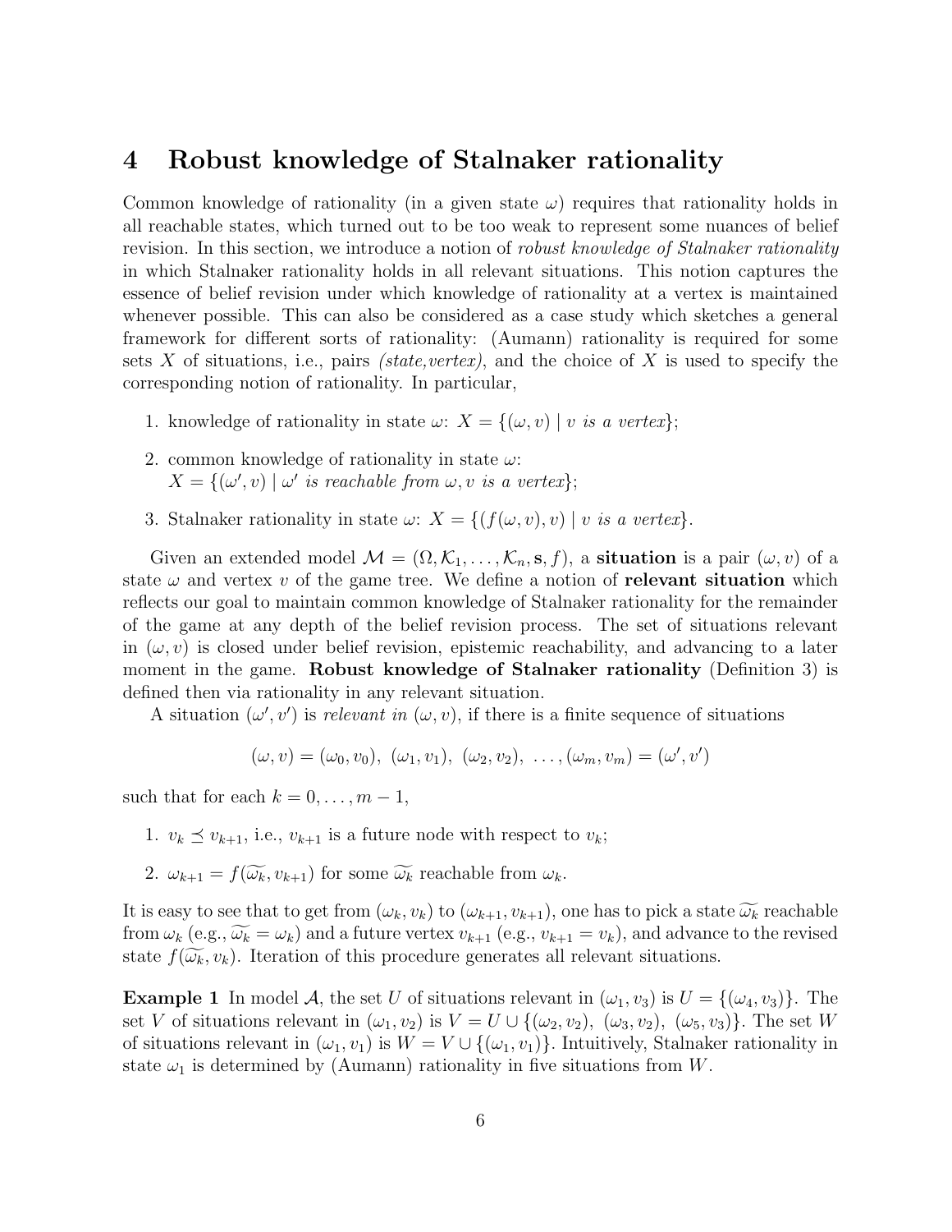# 4 Robust knowledge of Stalnaker rationality

Common knowledge of rationality (in a given state $\omega$) requires that rationality holds in all reachable states, which turned out to be too weak to represent some nuances of belief revision. In this section, we introduce a notion of *robust knowledge of Stalnaker rationality* in which Stalnaker rationality holds in all relevant situations. This notion captures the essence of belief revision under which knowledge of rationality at a vertex is maintained whenever possible. This can also be considered as a case study which sketches a general framework for different sorts of rationality: (Aumann) rationality is required for some sets $X$ of situations, i.e., pairs *(state,vertex)*, and the choice of $X$ is used to specify the corresponding notion of rationality. In particular,

1. knowledge of rationality in state $\omega$: $X = \{(\omega, v) \mid v \textit{ is a vertex}\}$;
2. common knowledge of rationality in state $\omega$:
   $X = \{(\omega', v) \mid \omega' \textit{ is reachable from } \omega, v \textit{ is a vertex}\}$;
3. Stalnaker rationality in state $\omega$: $X = \{(f(\omega, v), v) \mid v \textit{ is a vertex}\}$.

Given an extended model $\mathcal{M} = (\Omega, \mathcal{K}_1, \ldots, \mathcal{K}_n, \mathbf{s}, f)$, a **situation** is a pair $(\omega, v)$ of a state $\omega$ and vertex $v$ of the game tree. We define a notion of **relevant situation** which reflects our goal to maintain common knowledge of Stalnaker rationality for the remainder of the game at any depth of the belief revision process. The set of situations relevant in $(\omega, v)$ is closed under belief revision, epistemic reachability, and advancing to a later moment in the game. **Robust knowledge of Stalnaker rationality** (Definition 3) is defined then via rationality in any relevant situation.

A situation $(\omega', v')$ is *relevant in* $(\omega, v)$, if there is a finite sequence of situations

$$(\omega, v) = (\omega_0, v_0),\ (\omega_1, v_1),\ (\omega_2, v_2),\ \ldots, (\omega_m, v_m) = (\omega', v')$$

such that for each $k = 0, \ldots, m-1$,

1. $v_k \preceq v_{k+1}$, i.e., $v_{k+1}$ is a future node with respect to $v_k$;
2. $\omega_{k+1} = f(\widetilde{\omega_k}, v_{k+1})$ for some $\widetilde{\omega_k}$ reachable from $\omega_k$.

It is easy to see that to get from $(\omega_k, v_k)$ to $(\omega_{k+1}, v_{k+1})$, one has to pick a state $\widetilde{\omega_k}$ reachable from $\omega_k$ (e.g., $\widetilde{\omega_k} = \omega_k$) and a future vertex $v_{k+1}$ (e.g., $v_{k+1} = v_k$), and advance to the revised state $f(\widetilde{\omega_k}, v_k)$. Iteration of this procedure generates all relevant situations.

**Example 1** In model $\mathcal{A}$, the set $U$ of situations relevant in $(\omega_1, v_3)$ is $U = \{(\omega_4, v_3)\}$. The set $V$ of situations relevant in $(\omega_1, v_2)$ is $V = U \cup \{(\omega_2, v_2),\ (\omega_3, v_2),\ (\omega_5, v_3)\}$. The set $W$ of situations relevant in $(\omega_1, v_1)$ is $W = V \cup \{(\omega_1, v_1)\}$. Intuitively, Stalnaker rationality in state $\omega_1$ is determined by (Aumann) rationality in five situations from $W$.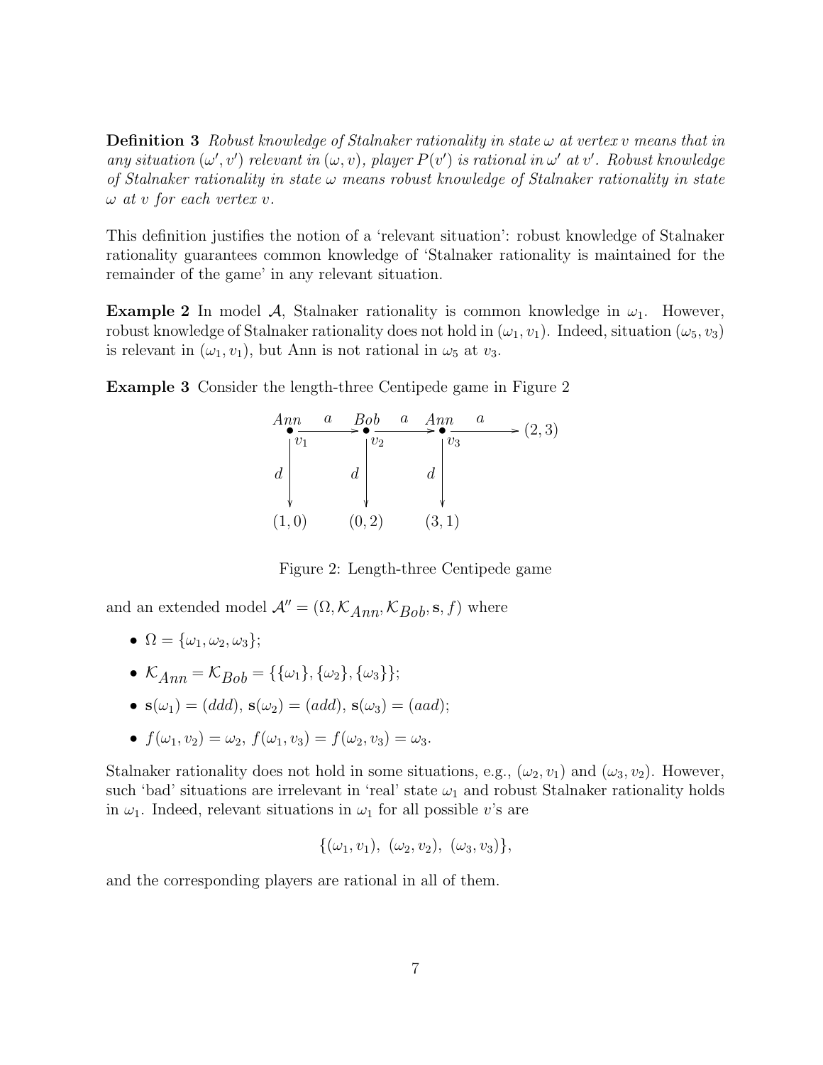**Definition 3** *Robust knowledge of Stalnaker rationality in state $\omega$ at vertex $v$ means that in any situation $(\omega', v')$ relevant in $(\omega, v)$, player $P(v')$ is rational in $\omega'$ at $v'$. Robust knowledge of Stalnaker rationality in state $\omega$ means robust knowledge of Stalnaker rationality in state $\omega$ at $v$ for each vertex $v$.*

This definition justifies the notion of a 'relevant situation': robust knowledge of Stalnaker rationality guarantees common knowledge of 'Stalnaker rationality is maintained for the remainder of the game' in any relevant situation.

**Example 2** In model $\mathcal{A}$, Stalnaker rationality is common knowledge in $\omega_1$. However, robust knowledge of Stalnaker rationality does not hold in $(\omega_1, v_1)$. Indeed, situation $(\omega_5, v_3)$ is relevant in $(\omega_1, v_1)$, but Ann is not rational in $\omega_5$ at $v_3$.

**Example 3** Consider the length-three Centipede game in Figure 2

Ann a Bob a Ann a (2, 3)

$v_1$ $v_2$ $v_3$

d d d

(1, 0) (0, 2) (3, 1)

Figure 2: Length-three Centipede game

and an extended model $\mathcal{A}'' = (\Omega, \mathcal{K}_{Ann}, \mathcal{K}_{Bob}, \mathbf{s}, f)$ where

- $\Omega = \{\omega_1, \omega_2, \omega_3\}$;
- $\mathcal{K}_{Ann} = \mathcal{K}_{Bob} = \{\{\omega_1\}, \{\omega_2\}, \{\omega_3\}\}$;
- $\mathbf{s}(\omega_1) = (ddd)$, $\mathbf{s}(\omega_2) = (add)$, $\mathbf{s}(\omega_3) = (aad)$;
- $f(\omega_1, v_2) = \omega_2$, $f(\omega_1, v_3) = f(\omega_2, v_3) = \omega_3$.

Stalnaker rationality does not hold in some situations, e.g., $(\omega_2, v_1)$ and $(\omega_3, v_2)$. However, such 'bad' situations are irrelevant in 'real' state $\omega_1$ and robust Stalnaker rationality holds in $\omega_1$. Indeed, relevant situations in $\omega_1$ for all possible $v$'s are

$$\{(\omega_1, v_1),\ (\omega_2, v_2),\ (\omega_3, v_3)\},$$

and the corresponding players are rational in all of them.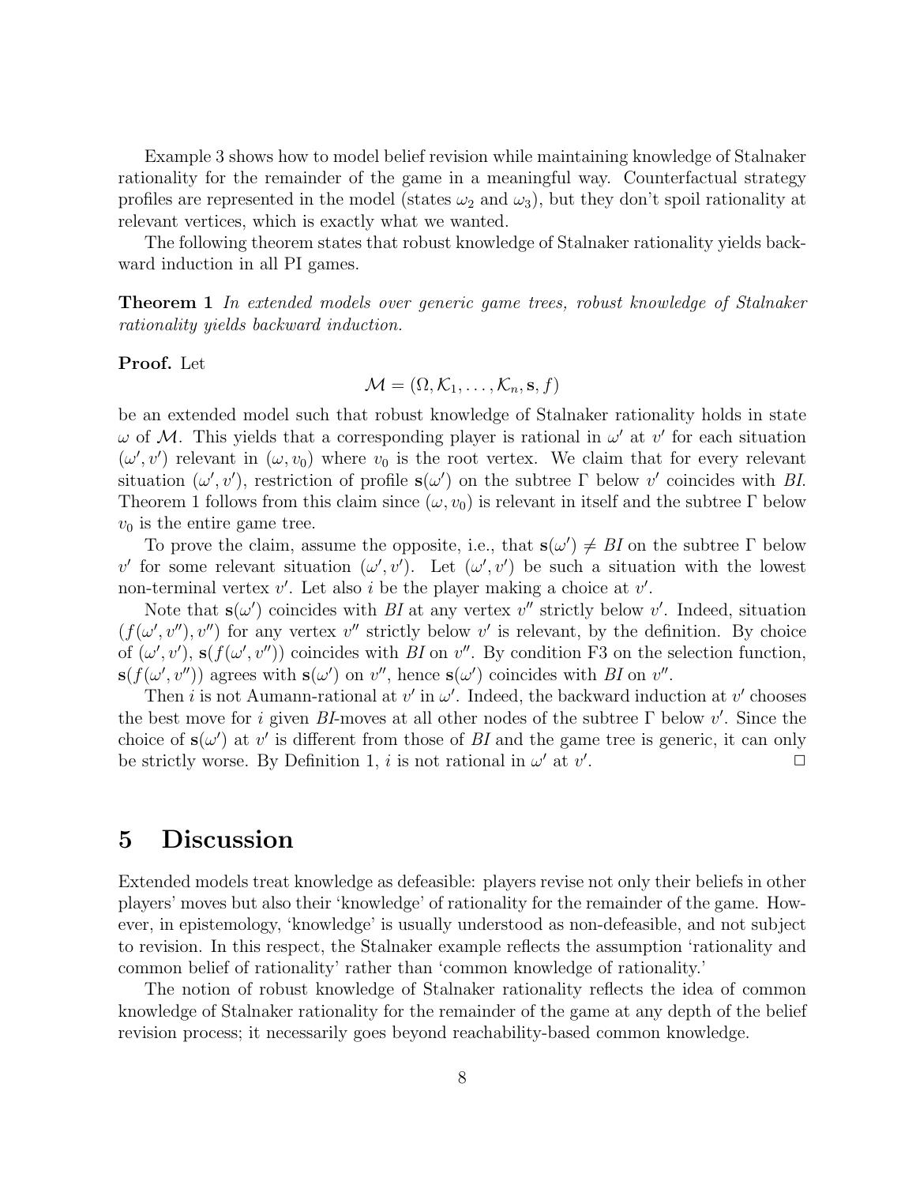Example 3 shows how to model belief revision while maintaining knowledge of Stalnaker rationality for the remainder of the game in a meaningful way. Counterfactual strategy profiles are represented in the model (states $\omega_2$ and $\omega_3$), but they don't spoil rationality at relevant vertices, which is exactly what we wanted.

The following theorem states that robust knowledge of Stalnaker rationality yields backward induction in all PI games.

**Theorem 1** *In extended models over generic game trees, robust knowledge of Stalnaker rationality yields backward induction.*

**Proof.** Let

$$\mathcal{M} = (\Omega, \mathcal{K}_1, \ldots, \mathcal{K}_n, \mathbf{s}, f)$$

be an extended model such that robust knowledge of Stalnaker rationality holds in state $\omega$ of $\mathcal{M}$. This yields that a corresponding player is rational in $\omega'$ at $v'$ for each situation $(\omega', v')$ relevant in $(\omega, v_0)$ where $v_0$ is the root vertex. We claim that for every relevant situation $(\omega', v')$, restriction of profile $\mathbf{s}(\omega')$ on the subtree $\Gamma$ below $v'$ coincides with *BI*. Theorem 1 follows from this claim since $(\omega, v_0)$ is relevant in itself and the subtree $\Gamma$ below $v_0$ is the entire game tree.

To prove the claim, assume the opposite, i.e., that $\mathbf{s}(\omega') \neq BI$ on the subtree $\Gamma$ below $v'$ for some relevant situation $(\omega', v')$. Let $(\omega', v')$ be such a situation with the lowest non-terminal vertex $v'$. Let also $i$ be the player making a choice at $v'$.

Note that $\mathbf{s}(\omega')$ coincides with *BI* at any vertex $v''$ strictly below $v'$. Indeed, situation $(f(\omega', v''), v'')$ for any vertex $v''$ strictly below $v'$ is relevant, by the definition. By choice of $(\omega', v')$, $\mathbf{s}(f(\omega', v''))$ coincides with *BI* on $v''$. By condition F3 on the selection function, $\mathbf{s}(f(\omega', v''))$ agrees with $\mathbf{s}(\omega')$ on $v''$, hence $\mathbf{s}(\omega')$ coincides with *BI* on $v''$.

Then $i$ is not Aumann-rational at $v'$ in $\omega'$. Indeed, the backward induction at $v'$ chooses the best move for $i$ given *BI*-moves at all other nodes of the subtree $\Gamma$ below $v'$. Since the choice of $\mathbf{s}(\omega')$ at $v'$ is different from those of *BI* and the game tree is generic, it can only be strictly worse. By Definition 1, $i$ is not rational in $\omega'$ at $v'$. □

# 5 Discussion

Extended models treat knowledge as defeasible: players revise not only their beliefs in other players' moves but also their 'knowledge' of rationality for the remainder of the game. However, in epistemology, 'knowledge' is usually understood as non-defeasible, and not subject to revision. In this respect, the Stalnaker example reflects the assumption 'rationality and common belief of rationality' rather than 'common knowledge of rationality.'

The notion of robust knowledge of Stalnaker rationality reflects the idea of common knowledge of Stalnaker rationality for the remainder of the game at any depth of the belief revision process; it necessarily goes beyond reachability-based common knowledge.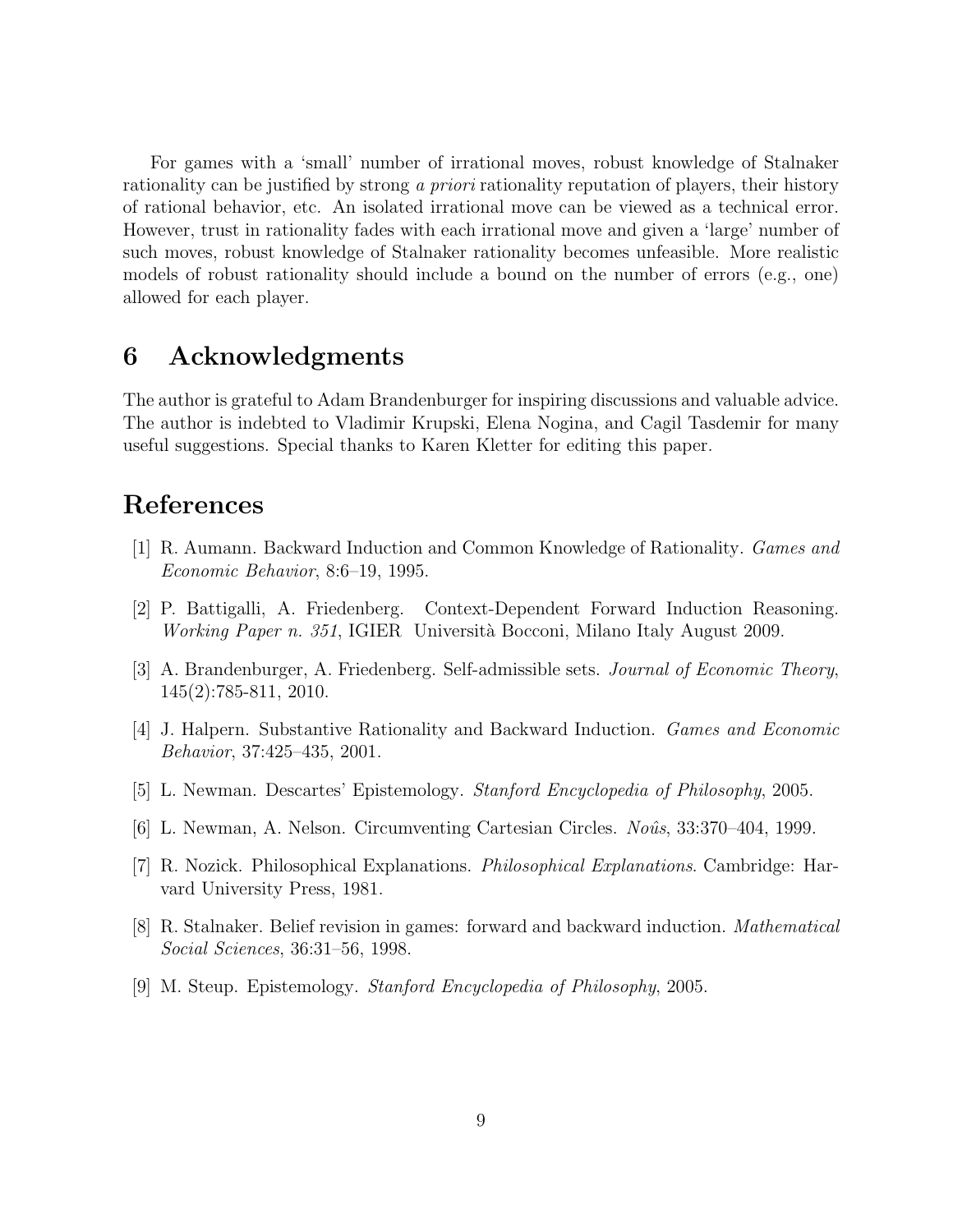For games with a 'small' number of irrational moves, robust knowledge of Stalnaker rationality can be justified by strong *a priori* rationality reputation of players, their history of rational behavior, etc. An isolated irrational move can be viewed as a technical error. However, trust in rationality fades with each irrational move and given a 'large' number of such moves, robust knowledge of Stalnaker rationality becomes unfeasible. More realistic models of robust rationality should include a bound on the number of errors (e.g., one) allowed for each player.

## 6 Acknowledgments

The author is grateful to Adam Brandenburger for inspiring discussions and valuable advice. The author is indebted to Vladimir Krupski, Elena Nogina, and Cagil Tasdemir for many useful suggestions. Special thanks to Karen Kletter for editing this paper.

## References

[1] R. Aumann. Backward Induction and Common Knowledge of Rationality. *Games and Economic Behavior*, 8:6–19, 1995.

[2] P. Battigalli, A. Friedenberg. Context-Dependent Forward Induction Reasoning. *Working Paper n. 351*, IGIER Università Bocconi, Milano Italy August 2009.

[3] A. Brandenburger, A. Friedenberg. Self-admissible sets. *Journal of Economic Theory*, 145(2):785-811, 2010.

[4] J. Halpern. Substantive Rationality and Backward Induction. *Games and Economic Behavior*, 37:425–435, 2001.

[5] L. Newman. Descartes' Epistemology. *Stanford Encyclopedia of Philosophy*, 2005.

[6] L. Newman, A. Nelson. Circumventing Cartesian Circles. *Noûs*, 33:370–404, 1999.

[7] R. Nozick. Philosophical Explanations. *Philosophical Explanations*. Cambridge: Harvard University Press, 1981.

[8] R. Stalnaker. Belief revision in games: forward and backward induction. *Mathematical Social Sciences*, 36:31–56, 1998.

[9] M. Steup. Epistemology. *Stanford Encyclopedia of Philosophy*, 2005.